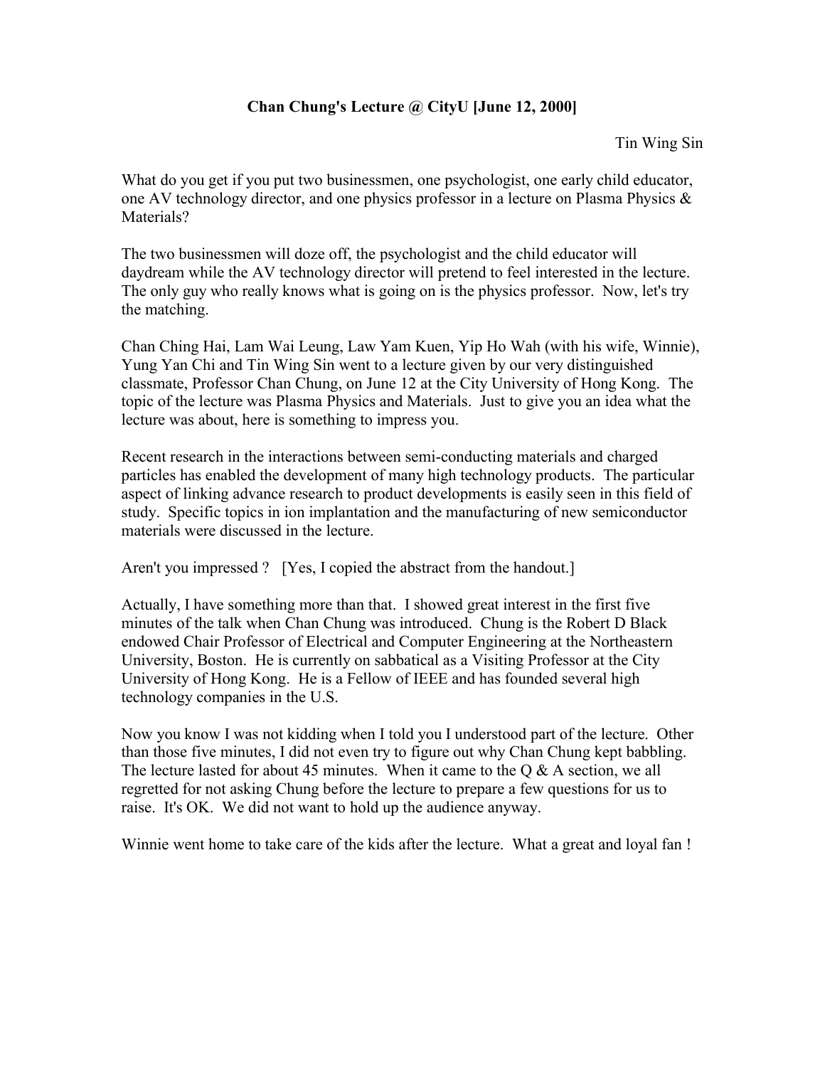# Chan Chung's Lecture @ CityU [June 12, 2000]

Tin Wing Sin

What do you get if you put two businessmen, one psychologist, one early child educator, one AV technology director, and one physics professor in a lecture on Plasma Physics & Materials?

The two businessmen will doze off, the psychologist and the child educator will daydream while the AV technology director will pretend to feel interested in the lecture. The only guy who really knows what is going on is the physics professor. Now, let's try the matching.

Chan Ching Hai, Lam Wai Leung, Law Yam Kuen, Yip Ho Wah (with his wife, Winnie), Yung Yan Chi and Tin Wing Sin went to a lecture given by our very distinguished classmate, Professor Chan Chung, on June 12 at the City University of Hong Kong. The topic of the lecture was Plasma Physics and Materials. Just to give you an idea what the lecture was about, here is something to impress you.

Recent research in the interactions between semi-conducting materials and charged particles has enabled the development of many high technology products. The particular aspect of linking advance research to product developments is easily seen in this field of study. Specific topics in ion implantation and the manufacturing of new semiconductor materials were discussed in the lecture.

Aren't you impressed ? [Yes, I copied the abstract from the handout.]

Actually, I have something more than that. I showed great interest in the first five minutes of the talk when Chan Chung was introduced. Chung is the Robert D Black endowed Chair Professor of Electrical and Computer Engineering at the Northeastern University, Boston. He is currently on sabbatical as a Visiting Professor at the City University of Hong Kong. He is a Fellow of IEEE and has founded several high technology companies in the U.S.

Now you know I was not kidding when I told you I understood part of the lecture. Other than those five minutes, I did not even try to figure out why Chan Chung kept babbling. The lecture lasted for about 45 minutes. When it came to the Q & A section, we all regretted for not asking Chung before the lecture to prepare a few questions for us to raise. It's OK. We did not want to hold up the audience anyway.

Winnie went home to take care of the kids after the lecture. What a great and loyal fan !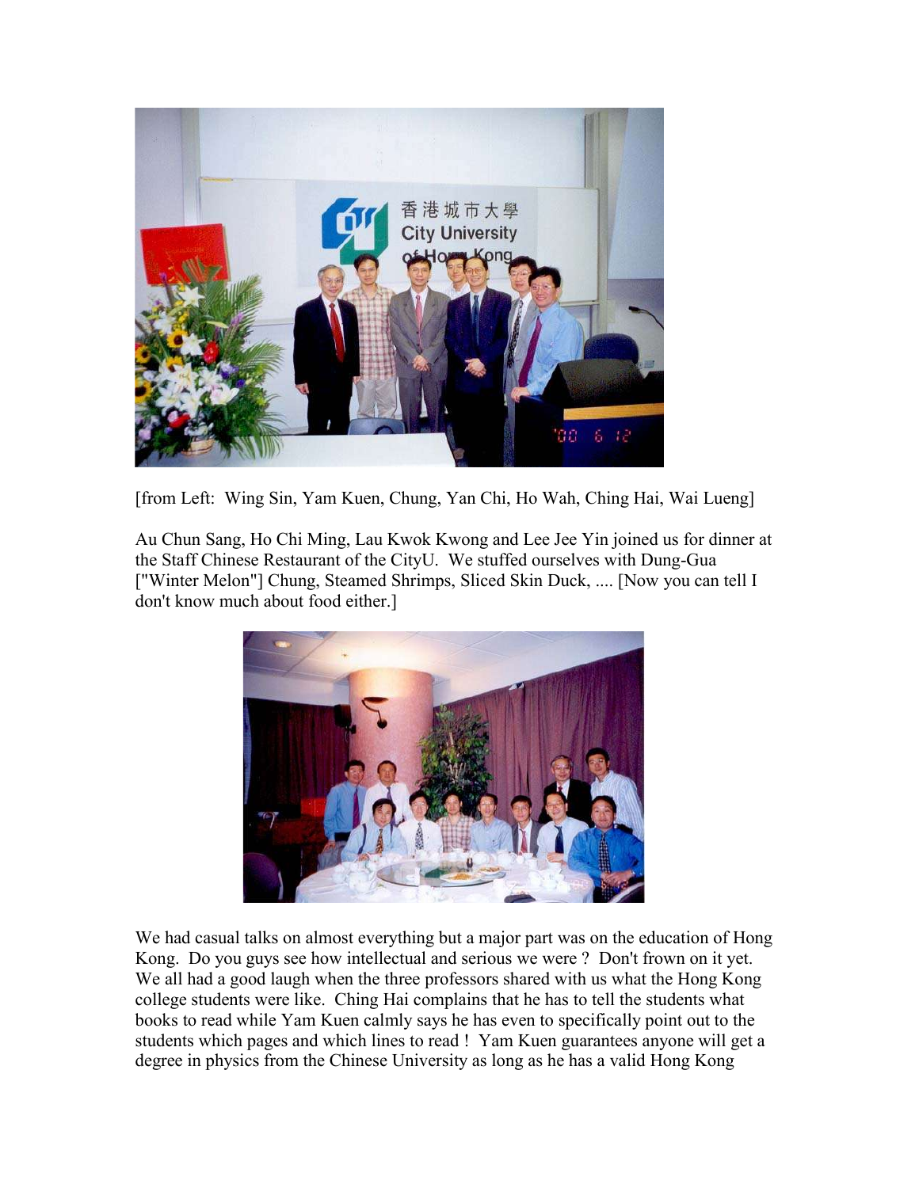[from Left:  Wing Sin, Yam Kuen, Chung, Yan Chi, Ho Wah, Ching Hai, Wai Lueng]

Au Chun Sang, Ho Chi Ming, Lau Kwok Kwong and Lee Jee Yin joined us for dinner at the Staff Chinese Restaurant of the CityU.  We stuffed ourselves with Dung-Gua ["Winter Melon"] Chung, Steamed Shrimps, Sliced Skin Duck, .... [Now you can tell I don't know much about food either.]

We had casual talks on almost everything but a major part was on the education of Hong Kong.  Do you guys see how intellectual and serious we were ?  Don't frown on it yet.  We all had a good laugh when the three professors shared with us what the Hong Kong college students were like.  Ching Hai complains that he has to tell the students what books to read while Yam Kuen calmly says he has even to specifically point out to the students which pages and which lines to read !  Yam Kuen guarantees anyone will get a degree in physics from the Chinese University as long as he has a valid Hong Kong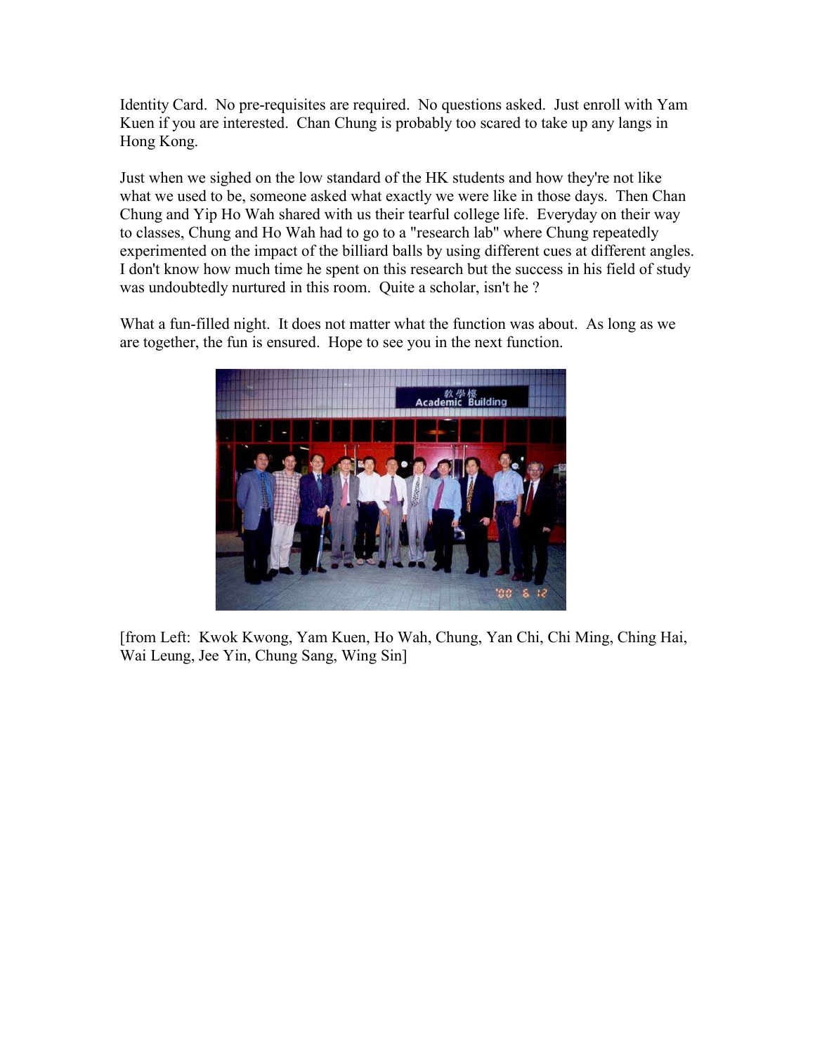Identity Card. No pre-requisites are required. No questions asked. Just enroll with Yam Kuen if you are interested. Chan Chung is probably too scared to take up any langs in Hong Kong.

Just when we sighed on the low standard of the HK students and how they're not like what we used to be, someone asked what exactly we were like in those days. Then Chan Chung and Yip Ho Wah shared with us their tearful college life. Everyday on their way to classes, Chung and Ho Wah had to go to a "research lab" where Chung repeatedly experimented on the impact of the billiard balls by using different cues at different angles. I don't know how much time he spent on this research but the success in his field of study was undoubtedly nurtured in this room. Quite a scholar, isn't he ?

What a fun-filled night. It does not matter what the function was about. As long as we are together, the fun is ensured. Hope to see you in the next function.

[from Left: Kwok Kwong, Yam Kuen, Ho Wah, Chung, Yan Chi, Chi Ming, Ching Hai, Wai Leung, Jee Yin, Chung Sang, Wing Sin]